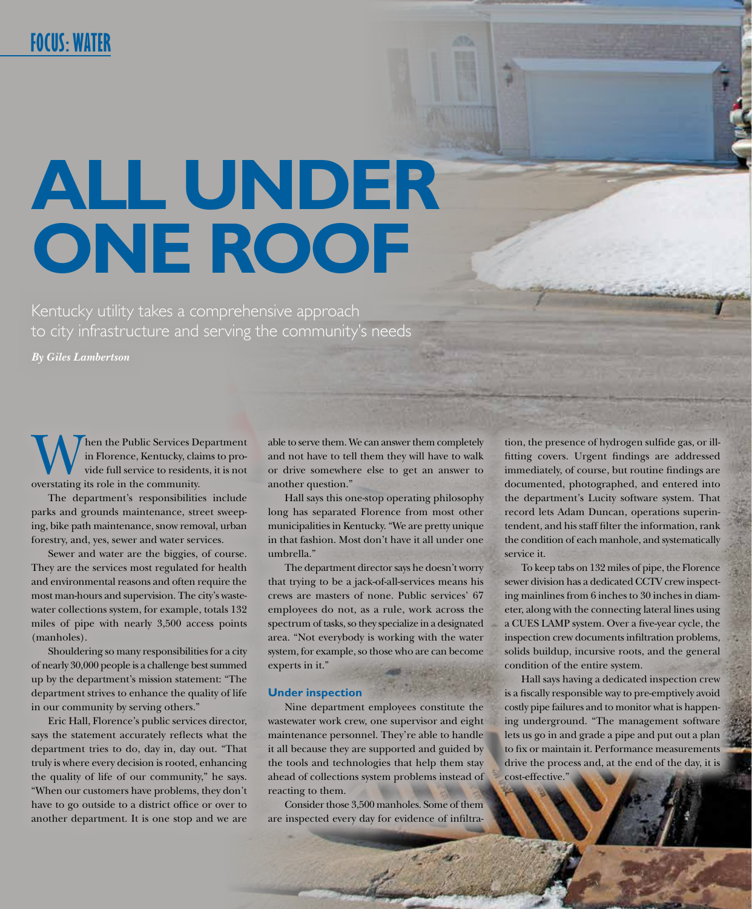FOCUS: WATER

# ALL UNDER ONE ROOF

Kentucky utility takes a comprehensive approach to city infrastructure and serving the community's needs

***By Giles Lambertson***

When the Public Services Department in Florence, Kentucky, claims to provide full service to residents, it is not overstating its role in the community.

The department's responsibilities include parks and grounds maintenance, street sweeping, bike path maintenance, snow removal, urban forestry, and, yes, sewer and water services.

Sewer and water are the biggies, of course. They are the services most regulated for health and environmental reasons and often require the most man-hours and supervision. The city's wastewater collections system, for example, totals 132 miles of pipe with nearly 3,500 access points (manholes).

Shouldering so many responsibilities for a city of nearly 30,000 people is a challenge best summed up by the department's mission statement: "The department strives to enhance the quality of life in our community by serving others."

Eric Hall, Florence's public services director, says the statement accurately reflects what the department tries to do, day in, day out. "That truly is where every decision is rooted, enhancing the quality of life of our community," he says. "When our customers have problems, they don't have to go outside to a district office or over to another department. It is one stop and we are able to serve them. We can answer them completely and not have to tell them they will have to walk or drive somewhere else to get an answer to another question."

Hall says this one-stop operating philosophy long has separated Florence from most other municipalities in Kentucky. "We are pretty unique in that fashion. Most don't have it all under one umbrella."

The department director says he doesn't worry that trying to be a jack-of-all-services means his crews are masters of none. Public services' 67 employees do not, as a rule, work across the spectrum of tasks, so they specialize in a designated area. "Not everybody is working with the water system, for example, so those who are can become experts in it."

## Under inspection

Nine department employees constitute the wastewater work crew, one supervisor and eight maintenance personnel. They're able to handle it all because they are supported and guided by the tools and technologies that help them stay ahead of collections system problems instead of reacting to them.

Consider those 3,500 manholes. Some of them are inspected every day for evidence of infiltration, the presence of hydrogen sulfide gas, or ill-fitting covers. Urgent findings are addressed immediately, of course, but routine findings are documented, photographed, and entered into the department's Lucity software system. That record lets Adam Duncan, operations superintendent, and his staff filter the information, rank the condition of each manhole, and systematically service it.

To keep tabs on 132 miles of pipe, the Florence sewer division has a dedicated CCTV crew inspecting mainlines from 6 inches to 30 inches in diameter, along with the connecting lateral lines using a CUES LAMP system. Over a five-year cycle, the inspection crew documents infiltration problems, solids buildup, incursive roots, and the general condition of the entire system.

Hall says having a dedicated inspection crew is a fiscally responsible way to pre-emptively avoid costly pipe failures and to monitor what is happening underground. "The management software lets us go in and grade a pipe and put out a plan to fix or maintain it. Performance measurements drive the process and, at the end of the day, it is cost-effective."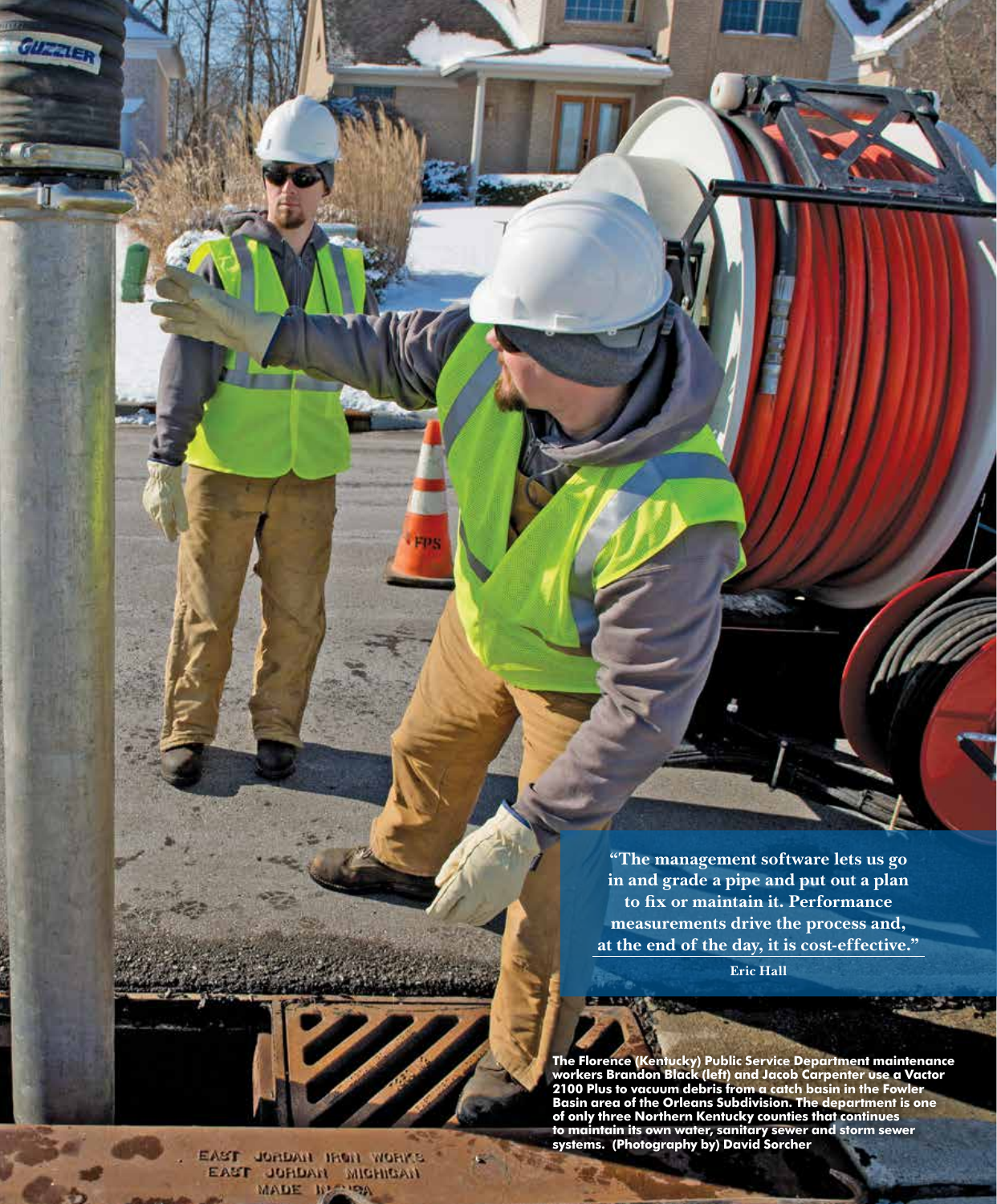> "The management software lets us go in and grade a pipe and put out a plan to fix or maintain it. Performance measurements drive the process and, at the end of the day, it is cost-effective."
>
> **Eric Hall**

**The Florence (Kentucky) Public Service Department maintenance workers Brandon Black (left) and Jacob Carpenter use a Vactor 2100 Plus to vacuum debris from a catch basin in the Fowler Basin area of the Orleans Subdivision. The department is one of only three Northern Kentucky counties that continues to maintain its own water, sanitary sewer and storm sewer systems. (Photography by) David Sorcher**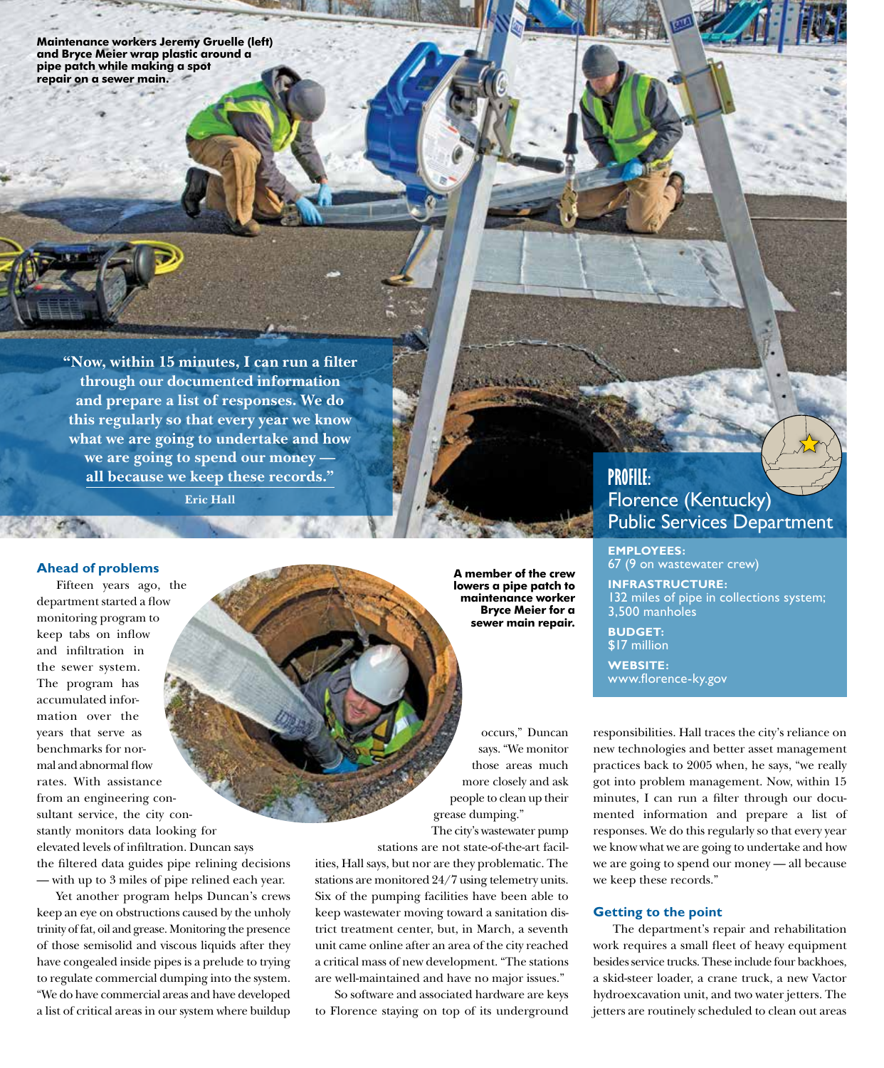Maintenance workers Jeremy Gruelle (left) and Bryce Meier wrap plastic around a pipe patch while making a spot repair on a sewer main.

> **"Now, within 15 minutes, I can run a filter through our documented information and prepare a list of responses. We do this regularly so that every year we know what we are going to undertake and how we are going to spend our money — all because we keep these records."**
>
> **Eric Hall**

## PROFILE: Florence (Kentucky) Public Services Department

**EMPLOYEES:**
67 (9 on wastewater crew)

**INFRASTRUCTURE:**
132 miles of pipe in collections system; 3,500 manholes

**BUDGET:**
$17 million

**WEBSITE:**
www.florence-ky.gov

### Ahead of problems

Fifteen years ago, the department started a flow monitoring program to keep tabs on inflow and infiltration in the sewer system. The program has accumulated information over the years that serve as benchmarks for normal and abnormal flow rates. With assistance from an engineering consultant service, the city constantly monitors data looking for elevated levels of infiltration. Duncan says the filtered data guides pipe relining decisions — with up to 3 miles of pipe relined each year.

Yet another program helps Duncan's crews keep an eye on obstructions caused by the unholy trinity of fat, oil and grease. Monitoring the presence of those semisolid and viscous liquids after they have congealed inside pipes is a prelude to trying to regulate commercial dumping into the system. "We do have commercial areas and have developed a list of critical areas in our system where buildup occurs," Duncan says. "We monitor those areas much more closely and ask people to clean up their grease dumping."

A member of the crew lowers a pipe patch to maintenance worker Bryce Meier for a sewer main repair.

The city's wastewater pump stations are not state-of-the-art facilities, Hall says, but nor are they problematic. The stations are monitored 24/7 using telemetry units. Six of the pumping facilities have been able to keep wastewater moving toward a sanitation district treatment center, but, in March, a seventh unit came online after an area of the city reached a critical mass of new development. "The stations are well-maintained and have no major issues."

So software and associated hardware are keys to Florence staying on top of its underground responsibilities. Hall traces the city's reliance on new technologies and better asset management practices back to 2005 when, he says, "we really got into problem management. Now, within 15 minutes, I can run a filter through our documented information and prepare a list of responses. We do this regularly so that every year we know what we are going to undertake and how we are going to spend our money — all because we keep these records."

### Getting to the point

The department's repair and rehabilitation work requires a small fleet of heavy equipment besides service trucks. These include four backhoes, a skid-steer loader, a crane truck, a new Vactor hydroexcavation unit, and two water jetters. The jetters are routinely scheduled to clean out areas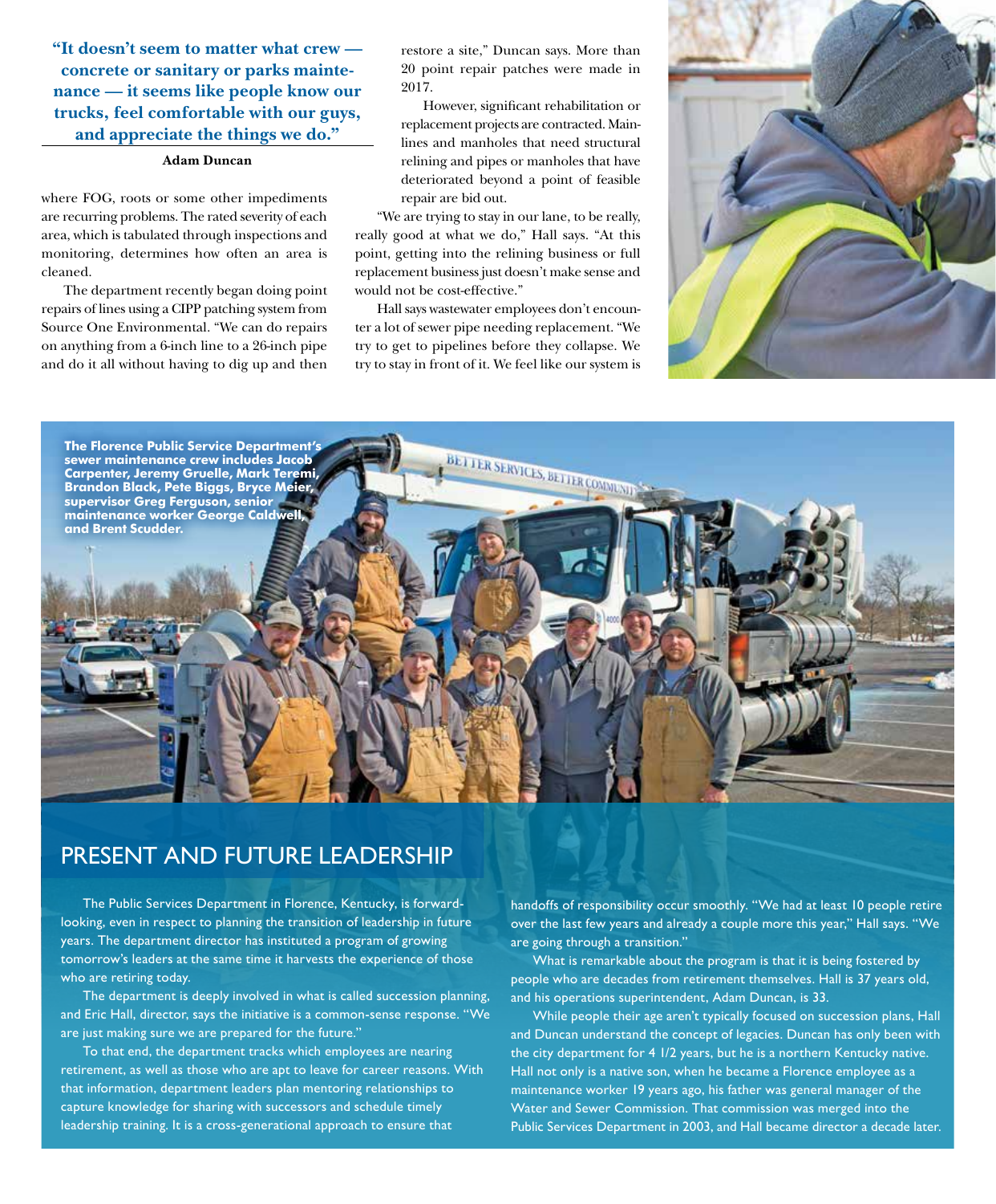**"It doesn't seem to matter what crew — concrete or sanitary or parks maintenance — it seems like people know our trucks, feel comfortable with our guys, and appreciate the things we do."**

**Adam Duncan**

where FOG, roots or some other impediments are recurring problems. The rated severity of each area, which is tabulated through inspections and monitoring, determines how often an area is cleaned.

The department recently began doing point repairs of lines using a CIPP patching system from Source One Environmental. "We can do repairs on anything from a 6-inch line to a 26-inch pipe and do it all without having to dig up and then restore a site," Duncan says. More than 20 point repair patches were made in 2017.

However, significant rehabilitation or replacement projects are contracted. Mainlines and manholes that need structural relining and pipes or manholes that have deteriorated beyond a point of feasible repair are bid out.

"We are trying to stay in our lane, to be really, really good at what we do," Hall says. "At this point, getting into the relining business or full replacement business just doesn't make sense and would not be cost-effective."

Hall says wastewater employees don't encounter a lot of sewer pipe needing replacement. "We try to get to pipelines before they collapse. We try to stay in front of it. We feel like our system is

**The Florence Public Service Department's sewer maintenance crew includes Jacob Carpenter, Jeremy Gruelle, Mark Teremi, Brandon Black, Pete Biggs, Bryce Meier, supervisor Greg Ferguson, senior maintenance worker George Caldwell, and Brent Scudder.**

## PRESENT AND FUTURE LEADERSHIP

The Public Services Department in Florence, Kentucky, is forward-looking, even in respect to planning the transition of leadership in future years. The department director has instituted a program of growing tomorrow's leaders at the same time it harvests the experience of those who are retiring today.

The department is deeply involved in what is called succession planning, and Eric Hall, director, says the initiative is a common-sense response. "We are just making sure we are prepared for the future."

To that end, the department tracks which employees are nearing retirement, as well as those who are apt to leave for career reasons. With that information, department leaders plan mentoring relationships to capture knowledge for sharing with successors and schedule timely leadership training. It is a cross-generational approach to ensure that handoffs of responsibility occur smoothly. "We had at least 10 people retire over the last few years and already a couple more this year," Hall says. "We are going through a transition."

What is remarkable about the program is that it is being fostered by people who are decades from retirement themselves. Hall is 37 years old, and his operations superintendent, Adam Duncan, is 33.

While people their age aren't typically focused on succession plans, Hall and Duncan understand the concept of legacies. Duncan has only been with the city department for 4 1/2 years, but he is a northern Kentucky native. Hall not only is a native son, when he became a Florence employee as a maintenance worker 19 years ago, his father was general manager of the Water and Sewer Commission. That commission was merged into the Public Services Department in 2003, and Hall became director a decade later.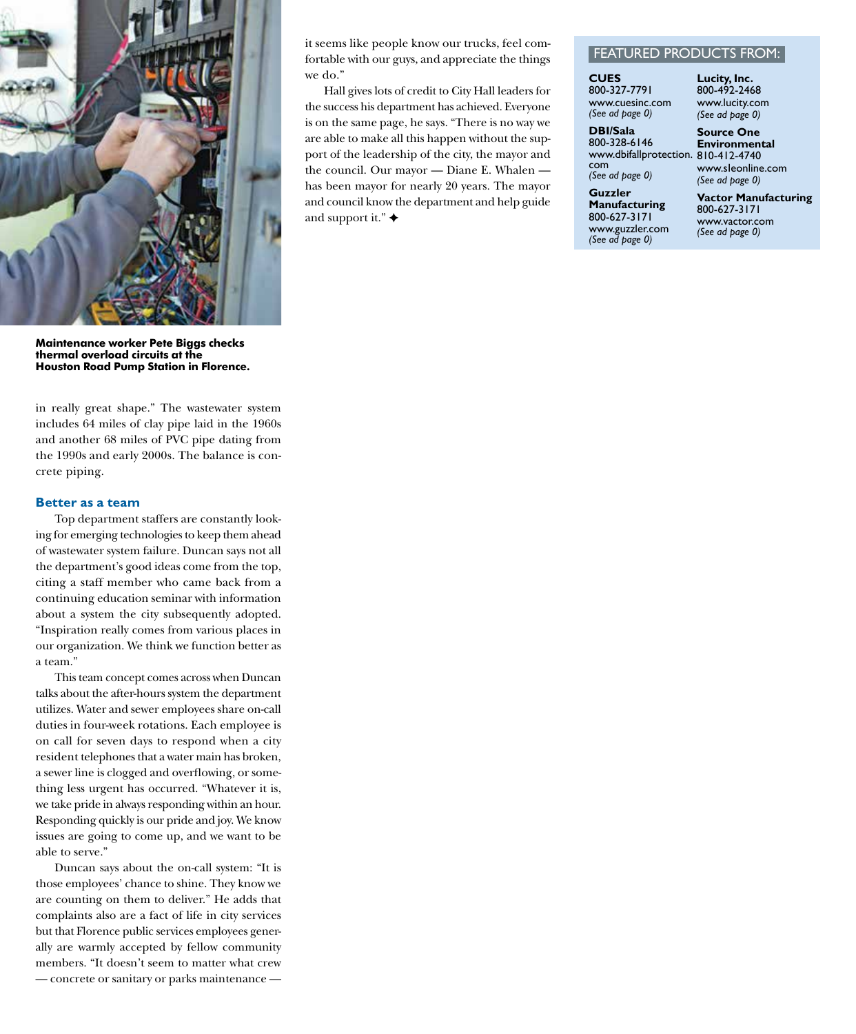Maintenance worker Pete Biggs checks thermal overload circuits at the Houston Road Pump Station in Florence.

in really great shape." The wastewater system includes 64 miles of clay pipe laid in the 1960s and another 68 miles of PVC pipe dating from the 1990s and early 2000s. The balance is concrete piping.

### Better as a team

Top department staffers are constantly looking for emerging technologies to keep them ahead of wastewater system failure. Duncan says not all the department's good ideas come from the top, citing a staff member who came back from a continuing education seminar with information about a system the city subsequently adopted. "Inspiration really comes from various places in our organization. We think we function better as a team."

This team concept comes across when Duncan talks about the after-hours system the department utilizes. Water and sewer employees share on-call duties in four-week rotations. Each employee is on call for seven days to respond when a city resident telephones that a water main has broken, a sewer line is clogged and overflowing, or something less urgent has occurred. "Whatever it is, we take pride in always responding within an hour. Responding quickly is our pride and joy. We know issues are going to come up, and we want to be able to serve."

Duncan says about the on-call system: "It is those employees' chance to shine. They know we are counting on them to deliver." He adds that complaints also are a fact of life in city services but that Florence public services employees generally are warmly accepted by fellow community members. "It doesn't seem to matter what crew — concrete or sanitary or parks maintenance — it seems like people know our trucks, feel comfortable with our guys, and appreciate the things we do."

Hall gives lots of credit to City Hall leaders for the success his department has achieved. Everyone is on the same page, he says. "There is no way we are able to make all this happen without the support of the leadership of the city, the mayor and the council. Our mayor — Diane E. Whalen — has been mayor for nearly 20 years. The mayor and council know the department and help guide and support it." ✦

## FEATURED PRODUCTS FROM:

**CUES**
800-327-7791
www.cuesinc.com
*(See ad page 0)*

**DBI/Sala**
800-328-6146
www.dbifallprotection.com
*(See ad page 0)*

**Guzzler Manufacturing**
800-627-3171
www.guzzler.com
*(See ad page 0)*

**Lucity, Inc.**
800-492-2468
www.lucity.com
*(See ad page 0)*

**Source One Environmental**
810-412-4740
www.sleonline.com
*(See ad page 0)*

**Vactor Manufacturing**
800-627-3171
www.vactor.com
*(See ad page 0)*